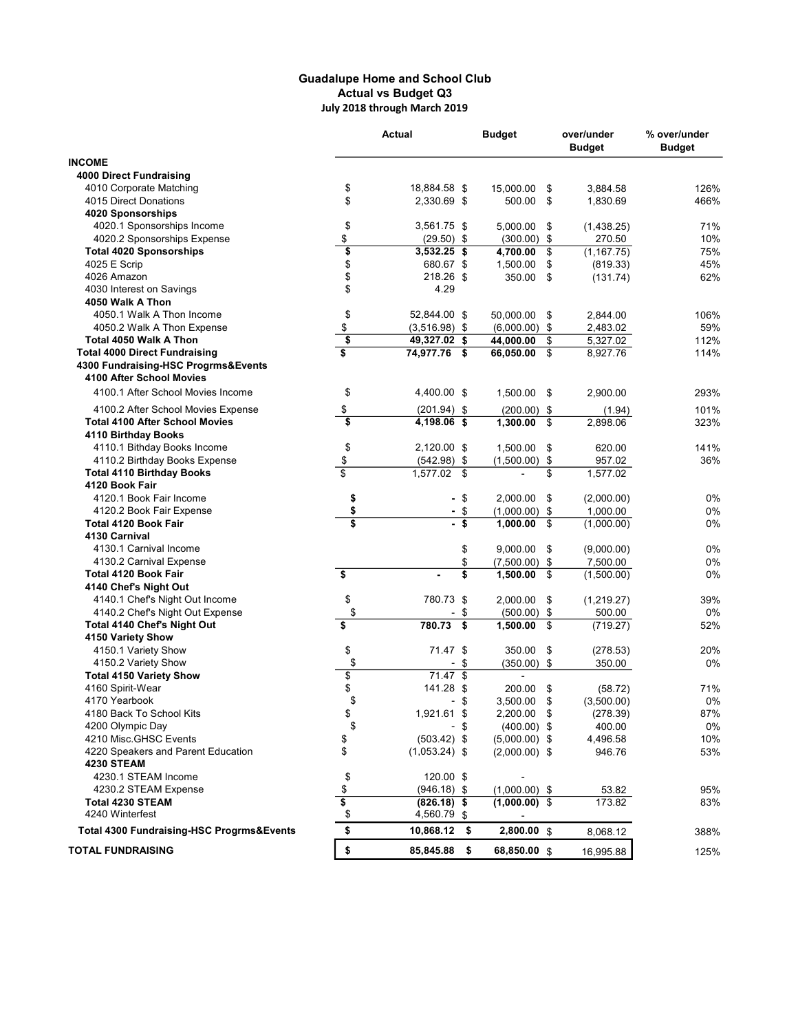**Guadalupe Home and School Club**
**Actual vs Budget Q3**
**July 2018 through March 2019**

| | Actual | Budget | over/under Budget | % over/under Budget |
|---|---|---|---|---|
| **INCOME** | | | | |
| **4000 Direct Fundraising** | | | | |
| 4010 Corporate Matching | $ 18,884.58 | $ 15,000.00 | $ 3,884.58 | 126% |
| 4015 Direct Donations | $ 2,330.69 | $ 500.00 | $ 1,830.69 | 466% |
| **4020 Sponsorships** | | | | |
| 4020.1 Sponsorships Income | $ 3,561.75 | $ 5,000.00 | $ (1,438.25) | 71% |
| 4020.2 Sponsorships Expense | $ (29.50) | $ (300.00) | $ 270.50 | 10% |
| **Total 4020 Sponsorships** | **$ 3,532.25** | **$ 4,700.00** | $ (1,167.75) | 75% |
| 4025 E Scrip | $ 680.67 | $ 1,500.00 | $ (819.33) | 45% |
| 4026 Amazon | $ 218.26 | $ 350.00 | $ (131.74) | 62% |
| 4030 Interest on Savings | $ 4.29 | | | |
| **4050 Walk A Thon** | | | | |
| 4050.1 Walk A Thon Income | $ 52,844.00 | $ 50,000.00 | $ 2,844.00 | 106% |
| 4050.2 Walk A Thon Expense | $ (3,516.98) | $ (6,000.00) | $ 2,483.02 | 59% |
| **Total 4050 Walk A Thon** | **$ 49,327.02** | **$ 44,000.00** | $ 5,327.02 | 112% |
| **Total 4000 Direct Fundraising** | **$ 74,977.76** | **$ 66,050.00** | $ 8,927.76 | 114% |
| **4300 Fundraising-HSC Progrms&Events** | | | | |
| **4100 After School Movies** | | | | |
| 4100.1 After School Movies Income | $ 4,400.00 | $ 1,500.00 | $ 2,900.00 | 293% |
| 4100.2 After School Movies Expense | $ (201.94) | $ (200.00) | $ (1.94) | 101% |
| **Total 4100 After School Movies** | **$ 4,198.06** | **$ 1,300.00** | $ 2,898.06 | 323% |
| **4110 Birthday Books** | | | | |
| 4110.1 Bithday Books Income | $ 2,120.00 | $ 1,500.00 | $ 620.00 | 141% |
| 4110.2 Birthday Books Expense | $ (542.98) | $ (1,500.00) | $ 957.02 | 36% |
| **Total 4110 Birthday Books** | $ 1,577.02 | $ - | $ 1,577.02 | |
| **4120 Book Fair** | | | | |
| 4120.1 Book Fair Income | **$ -** | $ 2,000.00 | $ (2,000.00) | 0% |
| 4120.2 Book Fair Expense | **$ -** | $ (1,000.00) | $ 1,000.00 | 0% |
| **Total 4120 Book Fair** | **$ -** | **$ 1,000.00** | $ (1,000.00) | 0% |
| **4130 Carnival** | | | | |
| 4130.1 Carnival Income | | $ 9,000.00 | $ (9,000.00) | 0% |
| 4130.2 Carnival Expense | | $ (7,500.00) | $ 7,500.00 | 0% |
| **Total 4120 Book Fair** | **$ -** | **$ 1,500.00** | $ (1,500.00) | 0% |
| **4140 Chef's Night Out** | | | | |
| 4140.1 Chef's Night Out Income | $ 780.73 | $ 2,000.00 | $ (1,219.27) | 39% |
| 4140.2 Chef's Night Out Expense | $ - | $ (500.00) | $ 500.00 | 0% |
| **Total 4140 Chef's Night Out** | **$ 780.73** | **$ 1,500.00** | $ (719.27) | 52% |
| **4150 Variety Show** | | | | |
| 4150.1 Variety Show | $ 71.47 | $ 350.00 | $ (278.53) | 20% |
| 4150.2 Variety Show | $ - | $ (350.00) | $ 350.00 | 0% |
| **Total 4150 Variety Show** | $ 71.47 | $ - | | |
| 4160 Spirit-Wear | $ 141.28 | $ 200.00 | $ (58.72) | 71% |
| 4170 Yearbook | $ - | $ 3,500.00 | $ (3,500.00) | 0% |
| 4180 Back To School Kits | $ 1,921.61 | $ 2,200.00 | $ (278.39) | 87% |
| 4200 Olympic Day | $ - | $ (400.00) | $ 400.00 | 0% |
| 4210 Misc.GHSC Events | $ (503.42) | $ (5,000.00) | $ 4,496.58 | 10% |
| 4220 Speakers and Parent Education | $ (1,053.24) | $ (2,000.00) | $ 946.76 | 53% |
| **4230 STEAM** | | | | |
| 4230.1 STEAM Income | $ 120.00 | $ - | | |
| 4230.2 STEAM Expense | $ (946.18) | $ (1,000.00) | $ 53.82 | 95% |
| **Total 4230 STEAM** | **$ (826.18)** | **$ (1,000.00)** | $ 173.82 | 83% |
| 4240 Winterfest | $ 4,560.79 | $ - | | |
| **Total 4300 Fundraising-HSC Progrms&Events** | **$ 10,868.12** | **$ 2,800.00** | $ 8,068.12 | 388% |
| **TOTAL FUNDRAISING** | **$ 85,845.88** | **$ 68,850.00** | $ 16,995.88 | 125% |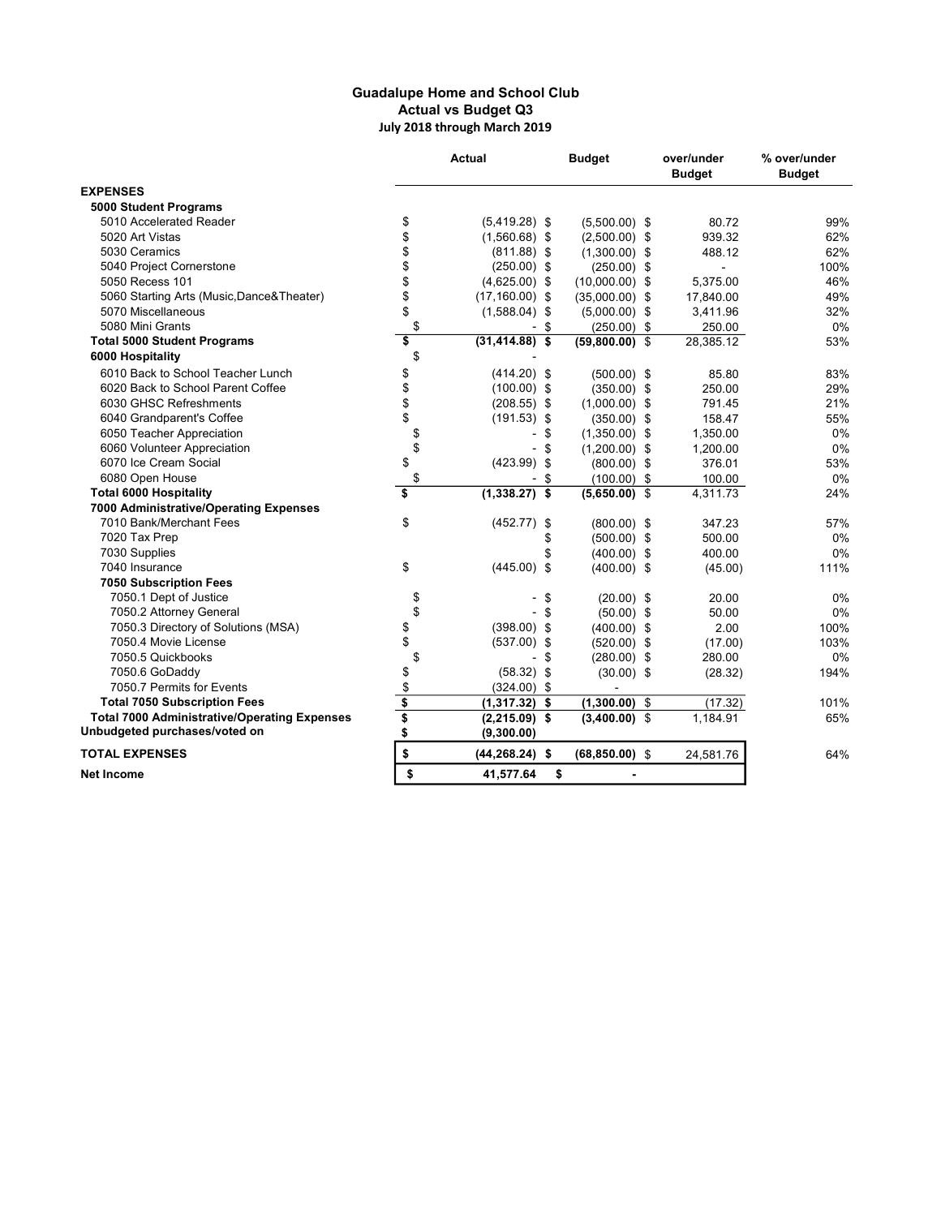**Guadalupe Home and School Club**
**Actual vs Budget Q3**
**July 2018 through March 2019**

| | Actual | Budget | over/under Budget | % over/under Budget |
|---|---|---|---|---|
| **EXPENSES** | | | | |
| **5000 Student Programs** | | | | |
| 5010 Accelerated Reader | $ (5,419.28) | $ (5,500.00) | $ 80.72 | 99% |
| 5020 Art Vistas | $ (1,560.68) | $ (2,500.00) | $ 939.32 | 62% |
| 5030 Ceramics | $ (811.88) | $ (1,300.00) | $ 488.12 | 62% |
| 5040 Project Cornerstone | $ (250.00) | $ (250.00) | $ - | 100% |
| 5050 Recess 101 | $ (4,625.00) | $ (10,000.00) | $ 5,375.00 | 46% |
| 5060 Starting Arts (Music,Dance&Theater) | $ (17,160.00) | $ (35,000.00) | $ 17,840.00 | 49% |
| 5070 Miscellaneous | $ (1,588.04) | $ (5,000.00) | $ 3,411.96 | 32% |
| 5080 Mini Grants | $ - | $ (250.00) | $ 250.00 | 0% |
| **Total 5000 Student Programs** | **$ (31,414.88)** | **$ (59,800.00)** | $ 28,385.12 | 53% |
| **6000 Hospitality** | $ - | | | |
| 6010 Back to School Teacher Lunch | $ (414.20) | $ (500.00) | $ 85.80 | 83% |
| 6020 Back to School Parent Coffee | $ (100.00) | $ (350.00) | $ 250.00 | 29% |
| 6030 GHSC Refreshments | $ (208.55) | $ (1,000.00) | $ 791.45 | 21% |
| 6040 Grandparent's Coffee | $ (191.53) | $ (350.00) | $ 158.47 | 55% |
| 6050 Teacher Appreciation | $ - | $ (1,350.00) | $ 1,350.00 | 0% |
| 6060 Volunteer Appreciation | $ - | $ (1,200.00) | $ 1,200.00 | 0% |
| 6070 Ice Cream Social | $ (423.99) | $ (800.00) | $ 376.01 | 53% |
| 6080 Open House | $ - | $ (100.00) | $ 100.00 | 0% |
| **Total 6000 Hospitality** | **$ (1,338.27)** | **$ (5,650.00)** | $ 4,311.73 | 24% |
| **7000 Administrative/Operating Expenses** | | | | |
| 7010 Bank/Merchant Fees | $ (452.77) | $ (800.00) | $ 347.23 | 57% |
| 7020 Tax Prep | | $ (500.00) | $ 500.00 | 0% |
| 7030 Supplies | | $ (400.00) | $ 400.00 | 0% |
| 7040 Insurance | $ (445.00) | $ (400.00) | $ (45.00) | 111% |
| **7050 Subscription Fees** | | | | |
| 7050.1 Dept of Justice | $ - | $ (20.00) | $ 20.00 | 0% |
| 7050.2 Attorney General | $ - | $ (50.00) | $ 50.00 | 0% |
| 7050.3 Directory of Solutions (MSA) | $ (398.00) | $ (400.00) | $ 2.00 | 100% |
| 7050.4 Movie License | $ (537.00) | $ (520.00) | $ (17.00) | 103% |
| 7050.5 Quickbooks | $ - | $ (280.00) | $ 280.00 | 0% |
| 7050.6 GoDaddy | $ (58.32) | $ (30.00) | $ (28.32) | 194% |
| 7050.7 Permits for Events | $ (324.00) | $ - | | |
| **Total 7050 Subscription Fees** | **$ (1,317.32)** | **$ (1,300.00)** | $ (17.32) | 101% |
| **Total 7000 Administrative/Operating Expenses** | **$ (2,215.09)** | **$ (3,400.00)** | $ 1,184.91 | 65% |
| **Unbudgeted purchases/voted on** | **$ (9,300.00)** | | | |
| **TOTAL EXPENSES** | **$ (44,268.24)** | **$ (68,850.00)** | $ 24,581.76 | 64% |
| **Net Income** | **$ 41,577.64** | **$ -** | | |